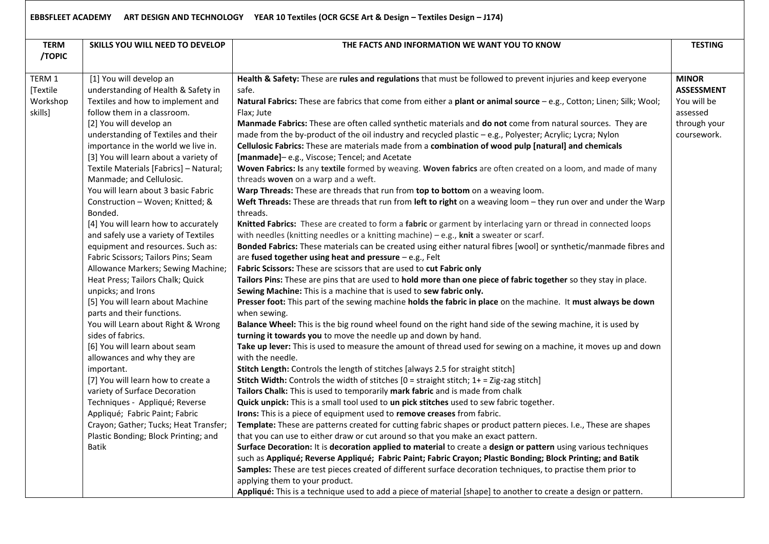**EBBSFLEET ACADEMY ART DESIGN AND TECHNOLOGY YEAR 10 Textiles (OCR GCSE Art & Design – Textiles Design – J174)**

| TERM /TOPIC | SKILLS YOU WILL NEED TO DEVELOP | THE FACTS AND INFORMATION WE WANT YOU TO KNOW | TESTING |
|---|---|---|---|
| TERM 1 [Textile Workshop skills] | [1] You will develop an understanding of Health & Safety in Textiles and how to implement and follow them in a classroom.<br>[2] You will develop an understanding of Textiles and their importance in the world we live in.<br>[3] You will learn about a variety of Textile Materials [Fabrics] – Natural; Manmade; and Cellulosic.<br>You will learn about 3 basic Fabric Construction – Woven; Knitted; & Bonded.<br>[4] You will learn how to accurately and safely use a variety of Textiles equipment and resources. Such as: Fabric Scissors; Tailors Pins; Seam Allowance Markers; Sewing Machine; Heat Press; Tailors Chalk; Quick unpicks; and Irons<br>[5] You will learn about Machine parts and their functions.<br>You will Learn about Right & Wrong sides of fabrics.<br>[6] You will learn about seam allowances and why they are important.<br>[7] You will learn how to create a variety of Surface Decoration Techniques - Appliqué; Reverse Appliqué; Fabric Paint; Fabric Crayon; Gather; Tucks; Heat Transfer; Plastic Bonding; Block Printing; and Batik | **Health & Safety:** These are **rules and regulations** that must be followed to prevent injuries and keep everyone safe.<br>**Natural Fabrics:** These are fabrics that come from either a **plant or animal source** – e.g., Cotton; Linen; Silk; Wool; Flax; Jute<br>**Manmade Fabrics:** These are often called synthetic materials and **do not** come from natural sources. They are made from the by-product of the oil industry and recycled plastic – e.g., Polyester; Acrylic; Lycra; Nylon<br>**Cellulosic Fabrics:** These are materials made from a **combination of wood pulp [natural] and chemicals [manmade]**– e.g., Viscose; Tencel; and Acetate<br>**Woven Fabrics: Is** any **textile** formed by weaving. **Woven fabrics** are often created on a loom, and made of many threads **woven** on a warp and a weft.<br>**Warp Threads:** These are threads that run from **top to bottom** on a weaving loom.<br>**Weft Threads:** These are threads that run from **left to right** on a weaving loom – they run over and under the Warp threads.<br>**Knitted Fabrics:** These are created to form a **fabric** or garment by interlacing yarn or thread in connected loops with needles (knitting needles or a knitting machine) – e.g., **knit** a sweater or scarf.<br>**Bonded Fabrics:** These materials can be created using either natural fibres [wool] or synthetic/manmade fibres and are **fused together using heat and pressure** – e.g., Felt<br>**Fabric Scissors:** These are scissors that are used to **cut Fabric only**<br>**Tailors Pins:** These are pins that are used to **hold more than one piece of fabric together** so they stay in place.<br>**Sewing Machine:** This is a machine that is used to **sew fabric only.**<br>**Presser foot:** This part of the sewing machine **holds the fabric in place** on the machine. It **must always be down** when sewing.<br>**Balance Wheel:** This is the big round wheel found on the right hand side of the sewing machine, it is used by **turning it towards you** to move the needle up and down by hand.<br>**Take up lever:** This is used to measure the amount of thread used for sewing on a machine, it moves up and down with the needle.<br>**Stitch Length:** Controls the length of stitches [always 2.5 for straight stitch]<br>**Stitch Width:** Controls the width of stitches [0 = straight stitch; 1+ = Zig-zag stitch]<br>**Tailors Chalk:** This is used to temporarily **mark fabric** and is made from chalk<br>**Quick unpick:** This is a small tool used to **un pick stitches** used to sew fabric together.<br>**Irons:** This is a piece of equipment used to **remove creases** from fabric.<br>**Template:** These are patterns created for cutting fabric shapes or product pattern pieces. I.e., These are shapes that you can use to either draw or cut around so that you make an exact pattern.<br>**Surface Decoration:** It is **decoration applied to material** to create a **design or pattern** using various techniques such as **Appliqué; Reverse Appliqué; Fabric Paint; Fabric Crayon; Plastic Bonding; Block Printing; and Batik**<br>**Samples:** These are test pieces created of different surface decoration techniques, to practise them prior to applying them to your product.<br>**Appliqué:** This is a technique used to add a piece of material [shape] to another to create a design or pattern. | **MINOR ASSESSMENT** You will be assessed through your coursework. |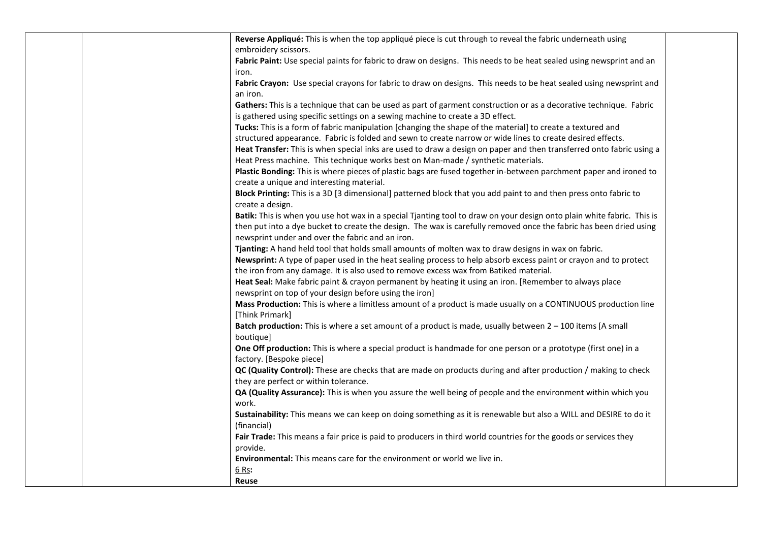**Reverse Appliqué:** This is when the top appliqué piece is cut through to reveal the fabric underneath using embroidery scissors.

**Fabric Paint:** Use special paints for fabric to draw on designs. This needs to be heat sealed using newsprint and an iron.

**Fabric Crayon:** Use special crayons for fabric to draw on designs. This needs to be heat sealed using newsprint and an iron.

**Gathers:** This is a technique that can be used as part of garment construction or as a decorative technique. Fabric is gathered using specific settings on a sewing machine to create a 3D effect.

**Tucks:** This is a form of fabric manipulation [changing the shape of the material] to create a textured and structured appearance. Fabric is folded and sewn to create narrow or wide lines to create desired effects.

**Heat Transfer:** This is when special inks are used to draw a design on paper and then transferred onto fabric using a Heat Press machine. This technique works best on Man-made / synthetic materials.

**Plastic Bonding:** This is where pieces of plastic bags are fused together in-between parchment paper and ironed to create a unique and interesting material.

**Block Printing:** This is a 3D [3 dimensional] patterned block that you add paint to and then press onto fabric to create a design.

**Batik:** This is when you use hot wax in a special Tjanting tool to draw on your design onto plain white fabric. This is then put into a dye bucket to create the design. The wax is carefully removed once the fabric has been dried using newsprint under and over the fabric and an iron.

**Tjanting:** A hand held tool that holds small amounts of molten wax to draw designs in wax on fabric.

**Newsprint:** A type of paper used in the heat sealing process to help absorb excess paint or crayon and to protect the iron from any damage. It is also used to remove excess wax from Batiked material.

**Heat Seal:** Make fabric paint & crayon permanent by heating it using an iron. [Remember to always place newsprint on top of your design before using the iron]

**Mass Production:** This is where a limitless amount of a product is made usually on a CONTINUOUS production line [Think Primark]

**Batch production:** This is where a set amount of a product is made, usually between 2 – 100 items [A small boutique]

**One Off production:** This is where a special product is handmade for one person or a prototype (first one) in a factory. [Bespoke piece]

**QC (Quality Control):** These are checks that are made on products during and after production / making to check they are perfect or within tolerance.

**QA (Quality Assurance):** This is when you assure the well being of people and the environment within which you work.

**Sustainability:** This means we can keep on doing something as it is renewable but also a WILL and DESIRE to do it (financial)

**Fair Trade:** This means a fair price is paid to producers in third world countries for the goods or services they provide.

**Environmental:** This means care for the environment or world we live in.

6 Rs**:**

**Reuse**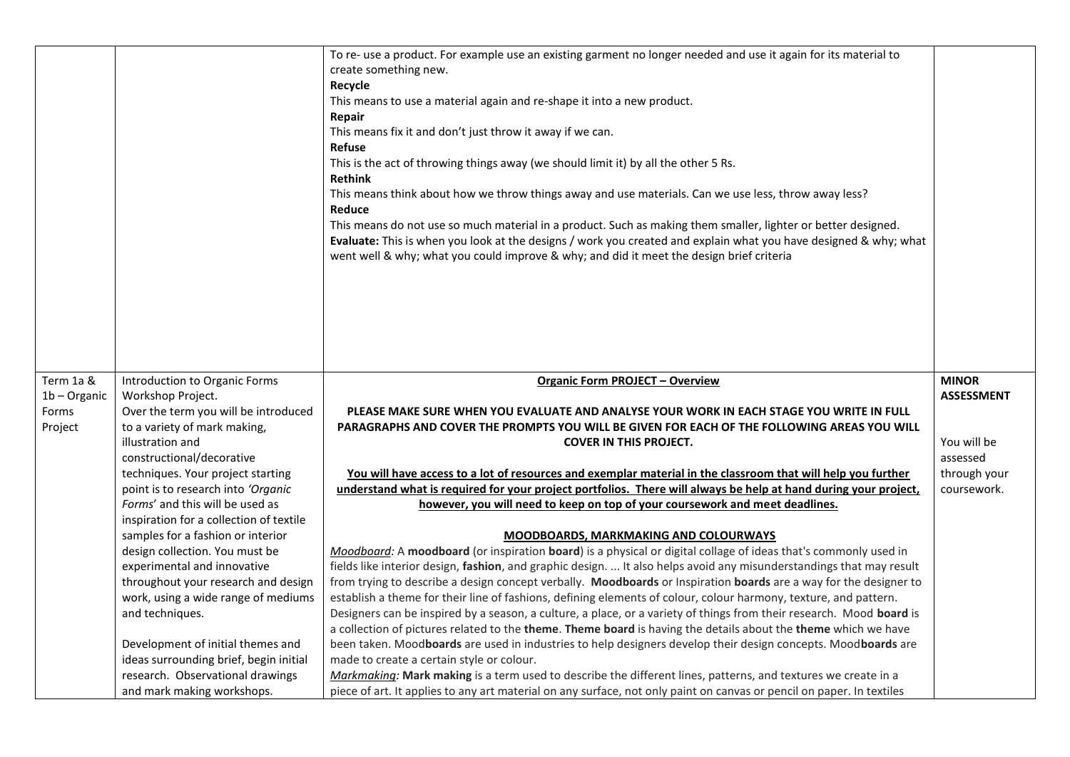| | | | |
|---|---|---|---|
| | | To re- use a product. For example use an existing garment no longer needed and use it again for its material to create something new.<br>**Recycle**<br>This means to use a material again and re-shape it into a new product.<br>**Repair**<br>This means fix it and don't just throw it away if we can.<br>**Refuse**<br>This is the act of throwing things away (we should limit it) by all the other 5 Rs.<br>**Rethink**<br>This means think about how we throw things away and use materials. Can we use less, throw away less?<br>**Reduce**<br>This means do not use so much material in a product. Such as making them smaller, lighter or better designed.<br>**Evaluate:** This is when you look at the designs / work you created and explain what you have designed & why; what went well & why; what you could improve & why; and did it meet the design brief criteria | |
| Term 1a & 1b – Organic Forms Project | Introduction to Organic Forms Workshop Project.<br>Over the term you will be introduced to a variety of mark making, illustration and constructional/decorative techniques. Your project starting point is to research into *'Organic Forms'* and this will be used as inspiration for a collection of textile samples for a fashion or interior design collection. You must be experimental and innovative throughout your research and design work, using a wide range of mediums and techniques.<br><br>Development of initial themes and ideas surrounding brief, begin initial research. Observational drawings and mark making workshops. | **<u>Organic Form PROJECT – Overview</u>**<br><br>**PLEASE MAKE SURE WHEN YOU EVALUATE AND ANALYSE YOUR WORK IN EACH STAGE YOU WRITE IN FULL PARAGRAPHS AND COVER THE PROMPTS YOU WILL BE GIVEN FOR EACH OF THE FOLLOWING AREAS YOU WILL COVER IN THIS PROJECT.**<br><br>**<u>You will have access to a lot of resources and exemplar material in the classroom that will help you further understand what is required for your project portfolios. There will always be help at hand during your project, however, you will need to keep on top of your coursework and meet deadlines.</u>**<br><br>**<u>MOODBOARDS, MARKMAKING AND COLOURWAYS</u>**<br>*<u>Moodboard:</u>* A **moodboard** (or inspiration **board**) is a physical or digital collage of ideas that's commonly used in fields like interior design, **fashion**, and graphic design. ... It also helps avoid any misunderstandings that may result from trying to describe a design concept verbally. **Moodboards** or Inspiration **boards** are a way for the designer to establish a theme for their line of fashions, defining elements of colour, colour harmony, texture, and pattern. Designers can be inspired by a season, a culture, a place, or a variety of things from their research. Mood **board** is a collection of pictures related to the **theme**. **Theme board** is having the details about the **theme** which we have been taken. Mood**boards** are used in industries to help designers develop their design concepts. Mood**boards** are made to create a certain style or colour.<br>*<u>Markmaking:</u>* **Mark making** is a term used to describe the different lines, patterns, and textures we create in a piece of art. It applies to any art material on any surface, not only paint on canvas or pencil on paper. In textiles | **MINOR ASSESSMENT**<br><br>You will be assessed through your coursework. |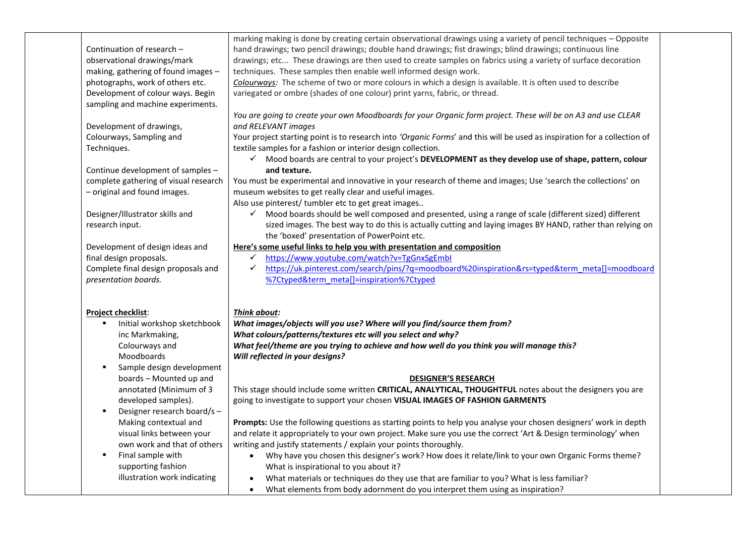| | | | |
|---|---|---|---|
| | Continuation of research – observational drawings/mark making, gathering of found images – photographs, work of others etc. Development of colour ways. Begin sampling and machine experiments.<br><br>Development of drawings, Colourways, Sampling and Techniques.<br><br>Continue development of samples – complete gathering of visual research – original and found images.<br><br>Designer/Illustrator skills and research input.<br><br>Development of design ideas and final design proposals.<br>Complete final design proposals and *presentation boards.*<br><br><br>**Project checklist**:<br>▪ Initial workshop sketchbook inc Markmaking, Colourways and Moodboards<br>▪ Sample design development boards – Mounted up and annotated (Minimum of 3 developed samples).<br>▪ Designer research board/s – Making contextual and visual links between your own work and that of others<br>▪ Final sample with supporting fashion illustration work indicating | marking making is done by creating certain observational drawings using a variety of pencil techniques – Opposite hand drawings; two pencil drawings; double hand drawings; fist drawings; blind drawings; continuous line drawings; etc... These drawings are then used to create samples on fabrics using a variety of surface decoration techniques. These samples then enable well informed design work.<br>*Colourways:* The scheme of two or more colours in which a design is available. It is often used to describe variegated or ombre (shades of one colour) print yarns, fabric, or thread.<br><br>*You are going to create your own Moodboards for your Organic form project. These will be on A3 and use CLEAR and RELEVANT images*<br>Your project starting point is to research into *'Organic Forms*' and this will be used as inspiration for a collection of textile samples for a fashion or interior design collection.<br>✓ Mood boards are central to your project's **DEVELOPMENT as they develop use of shape, pattern, colour and texture.**<br>You must be experimental and innovative in your research of theme and images; Use 'search the collections' on museum websites to get really clear and useful images.<br>Also use pinterest/ tumbler etc to get great images..<br>✓ Mood boards should be well composed and presented, using a range of scale (different sized) different sized images. The best way to do this is actually cutting and laying images BY HAND, rather than relying on the 'boxed' presentation of PowerPoint etc.<br>**Here's some useful links to help you with presentation and composition**<br>✓ https://www.youtube.com/watch?v=TgGnxSgEmbI<br>✓ https://uk.pinterest.com/search/pins/?q=moodboard%20inspiration&rs=typed&term_meta[]=moodboard%7Ctyped&term_meta[]=inspiration%7Ctyped<br><br>***Think about:***<br>***What images/objects will you use? Where will you find/source them from?***<br>***What colours/patterns/textures etc will you select and why?***<br>***What feel/theme are you trying to achieve and how well do you think you will manage this?***<br>***Will reflected in your designs?***<br><br>**DESIGNER'S RESEARCH**<br>This stage should include some written **CRITICAL, ANALYTICAL, THOUGHTFUL** notes about the designers you are going to investigate to support your chosen **VISUAL IMAGES OF FASHION GARMENTS**<br><br>**Prompts:** Use the following questions as starting points to help you analyse your chosen designers' work in depth and relate it appropriately to your own project. Make sure you use the correct 'Art & Design terminology' when writing and justify statements / explain your points thoroughly.<br>• Why have you chosen this designer's work? How does it relate/link to your own Organic Forms theme? What is inspirational to you about it?<br>• What materials or techniques do they use that are familiar to you? What is less familiar?<br>• What elements from body adornment do you interpret them using as inspiration? | |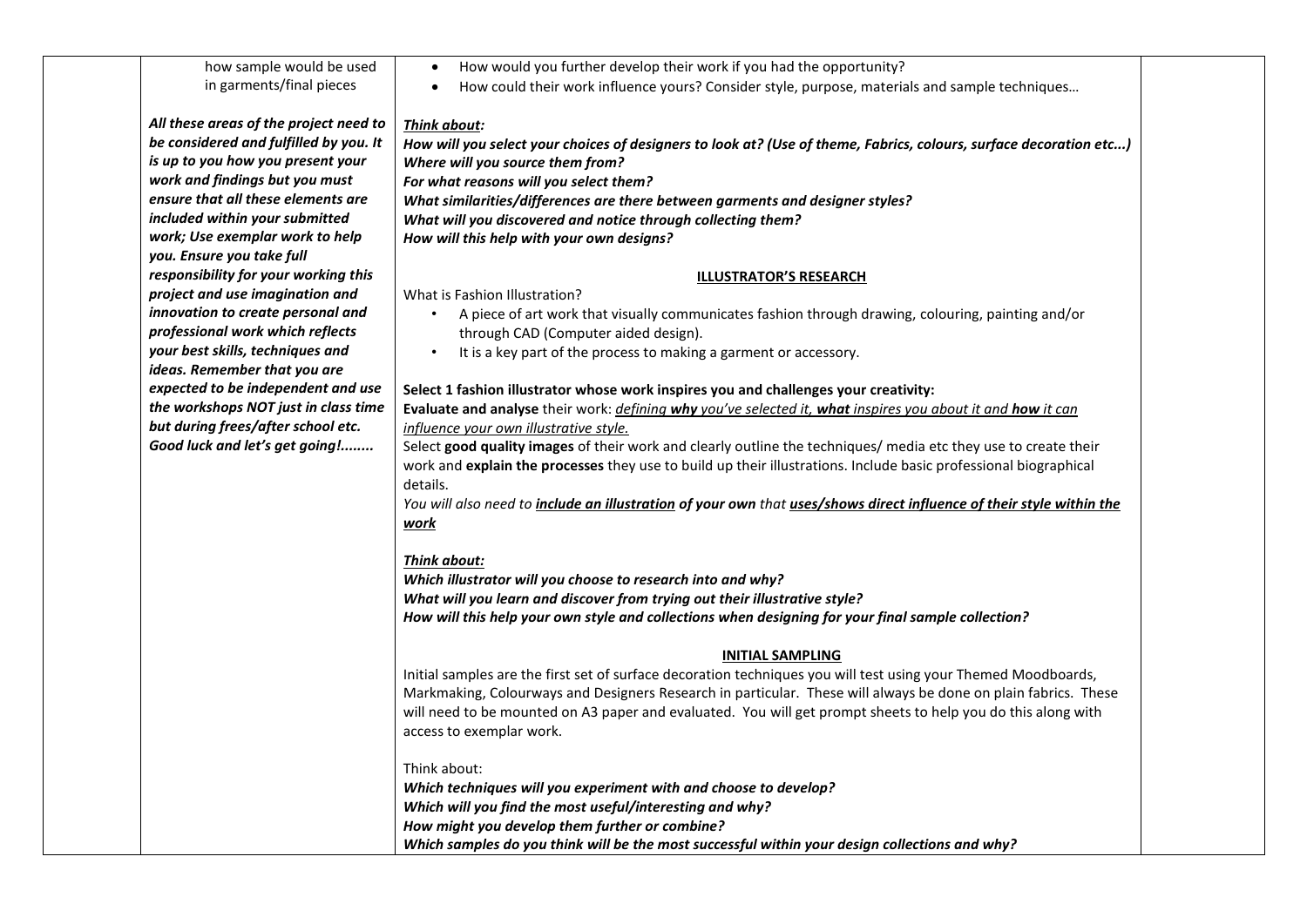| | | | |
|---|---|---|---|
| | how sample would be used in garments/final pieces<br><br>***All these areas of the project need to be considered and fulfilled by you. It is up to you how you present your work and findings but you must ensure that all these elements are included within your submitted work; Use exemplar work to help you. Ensure you take full responsibility for your working this project and use imagination and innovation to create personal and professional work which reflects your best skills, techniques and ideas. Remember that you are expected to be independent and use the workshops NOT just in class time but during frees/after school etc. Good luck and let's get going!........*** | • How would you further develop their work if you had the opportunity?<br>• How could their work influence yours? Consider style, purpose, materials and sample techniques…<br><br>***<u>Think about</u>:***<br>***How will you select your choices of designers to look at? (Use of theme, Fabrics, colours, surface decoration etc...)***<br>***Where will you source them from?***<br>***For what reasons will you select them?***<br>***What similarities/differences are there between garments and designer styles?***<br>***What will you discovered and notice through collecting them?***<br>***How will this help with your own designs?***<br><br>**<u>ILLUSTRATOR'S RESEARCH</u>**<br>What is Fashion Illustration?<br>• A piece of art work that visually communicates fashion through drawing, colouring, painting and/or through CAD (Computer aided design).<br>• It is a key part of the process to making a garment or accessory.<br><br>**Select 1 fashion illustrator whose work inspires you and challenges your creativity:**<br>**Evaluate and analyse** their work: *<u>defining **why** you've selected it, **what** inspires you about it and **how** it can influence your own illustrative style.</u>*<br>Select **good quality images** of their work and clearly outline the techniques/ media etc they use to create their work and **explain the processes** they use to build up their illustrations. Include basic professional biographical details.<br>*You will also need to **<u>include an illustration</u>** of your own that **<u>uses/shows direct influence of their style within the work</u>***<br><br>***<u>Think about:</u>***<br>***Which illustrator will you choose to research into and why?***<br>***What will you learn and discover from trying out their illustrative style?***<br>***How will this help your own style and collections when designing for your final sample collection?***<br><br>**<u>INITIAL SAMPLING</u>**<br>Initial samples are the first set of surface decoration techniques you will test using your Themed Moodboards, Markmaking, Colourways and Designers Research in particular. These will always be done on plain fabrics. These will need to be mounted on A3 paper and evaluated. You will get prompt sheets to help you do this along with access to exemplar work.<br><br>Think about:<br>***Which techniques will you experiment with and choose to develop?***<br>***Which will you find the most useful/interesting and why?***<br>***How might you develop them further or combine?***<br>***Which samples do you think will be the most successful within your design collections and why?*** | |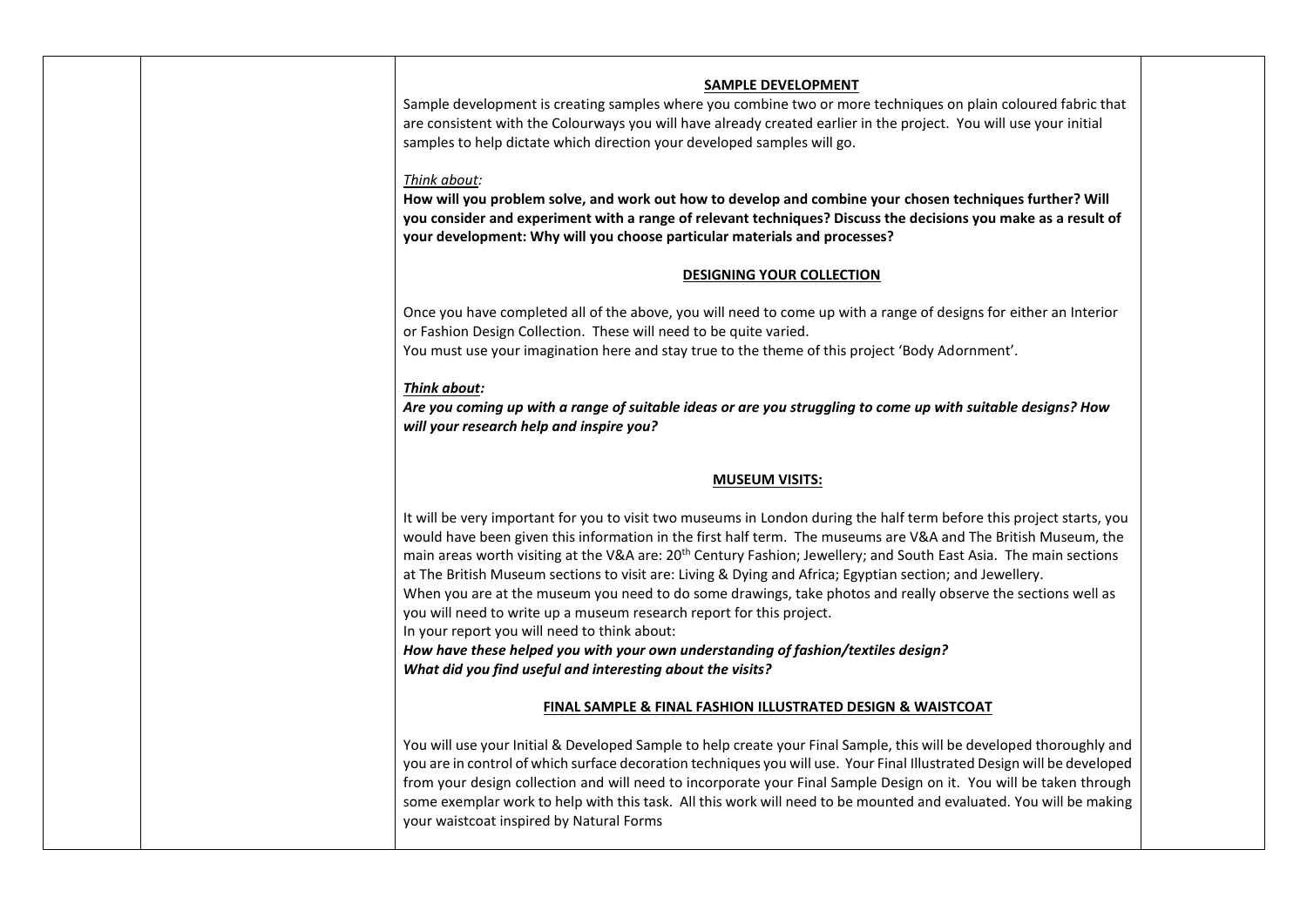## SAMPLE DEVELOPMENT

Sample development is creating samples where you combine two or more techniques on plain coloured fabric that are consistent with the Colourways you will have already created earlier in the project. You will use your initial samples to help dictate which direction your developed samples will go.

*Think about:*

**How will you problem solve, and work out how to develop and combine your chosen techniques further? Will you consider and experiment with a range of relevant techniques? Discuss the decisions you make as a result of your development: Why will you choose particular materials and processes?**

## DESIGNING YOUR COLLECTION

Once you have completed all of the above, you will need to come up with a range of designs for either an Interior or Fashion Design Collection. These will need to be quite varied.
You must use your imagination here and stay true to the theme of this project 'Body Adornment'.

***Think about:***

***Are you coming up with a range of suitable ideas or are you struggling to come up with suitable designs? How will your research help and inspire you?***

## MUSEUM VISITS:

It will be very important for you to visit two museums in London during the half term before this project starts, you would have been given this information in the first half term. The museums are V&A and The British Museum, the main areas worth visiting at the V&A are: 20th Century Fashion; Jewellery; and South East Asia. The main sections at The British Museum sections to visit are: Living & Dying and Africa; Egyptian section; and Jewellery.
When you are at the museum you need to do some drawings, take photos and really observe the sections well as you will need to write up a museum research report for this project.
In your report you will need to think about:
***How have these helped you with your own understanding of fashion/textiles design?***
***What did you find useful and interesting about the visits?***

## FINAL SAMPLE & FINAL FASHION ILLUSTRATED DESIGN & WAISTCOAT

You will use your Initial & Developed Sample to help create your Final Sample, this will be developed thoroughly and you are in control of which surface decoration techniques you will use. Your Final Illustrated Design will be developed from your design collection and will need to incorporate your Final Sample Design on it. You will be taken through some exemplar work to help with this task. All this work will need to be mounted and evaluated. You will be making your waistcoat inspired by Natural Forms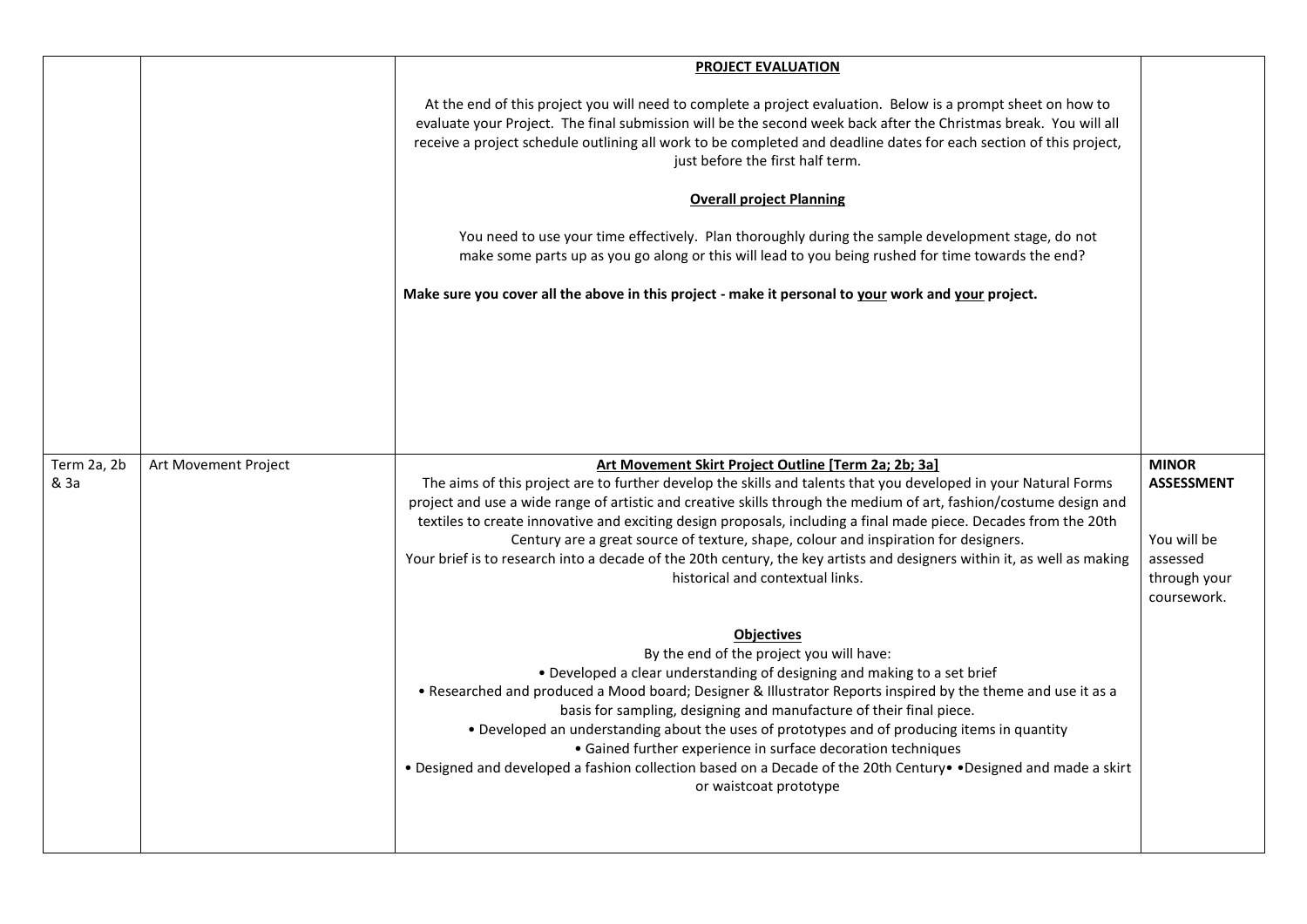| | | | |
|---|---|---|---|
| | | **PROJECT EVALUATION**<br><br>At the end of this project you will need to complete a project evaluation. Below is a prompt sheet on how to evaluate your Project. The final submission will be the second week back after the Christmas break. You will all receive a project schedule outlining all work to be completed and deadline dates for each section of this project, just before the first half term.<br><br>**Overall project Planning**<br><br>You need to use your time effectively. Plan thoroughly during the sample development stage, do not make some parts up as you go along or this will lead to you being rushed for time towards the end?<br><br>**Make sure you cover all the above in this project - make it personal to your work and your project.** | |
| Term 2a, 2b & 3a | Art Movement Project | **Art Movement Skirt Project Outline [Term 2a; 2b; 3a]**<br>The aims of this project are to further develop the skills and talents that you developed in your Natural Forms project and use a wide range of artistic and creative skills through the medium of art, fashion/costume design and textiles to create innovative and exciting design proposals, including a final made piece. Decades from the 20th Century are a great source of texture, shape, colour and inspiration for designers.<br>Your brief is to research into a decade of the 20th century, the key artists and designers within it, as well as making historical and contextual links.<br><br>**Objectives**<br>By the end of the project you will have:<br>• Developed a clear understanding of designing and making to a set brief<br>• Researched and produced a Mood board; Designer & Illustrator Reports inspired by the theme and use it as a basis for sampling, designing and manufacture of their final piece.<br>• Developed an understanding about the uses of prototypes and of producing items in quantity<br>• Gained further experience in surface decoration techniques<br>• Designed and developed a fashion collection based on a Decade of the 20th Century• •Designed and made a skirt or waistcoat prototype | **MINOR ASSESSMENT**<br><br>You will be assessed through your coursework. |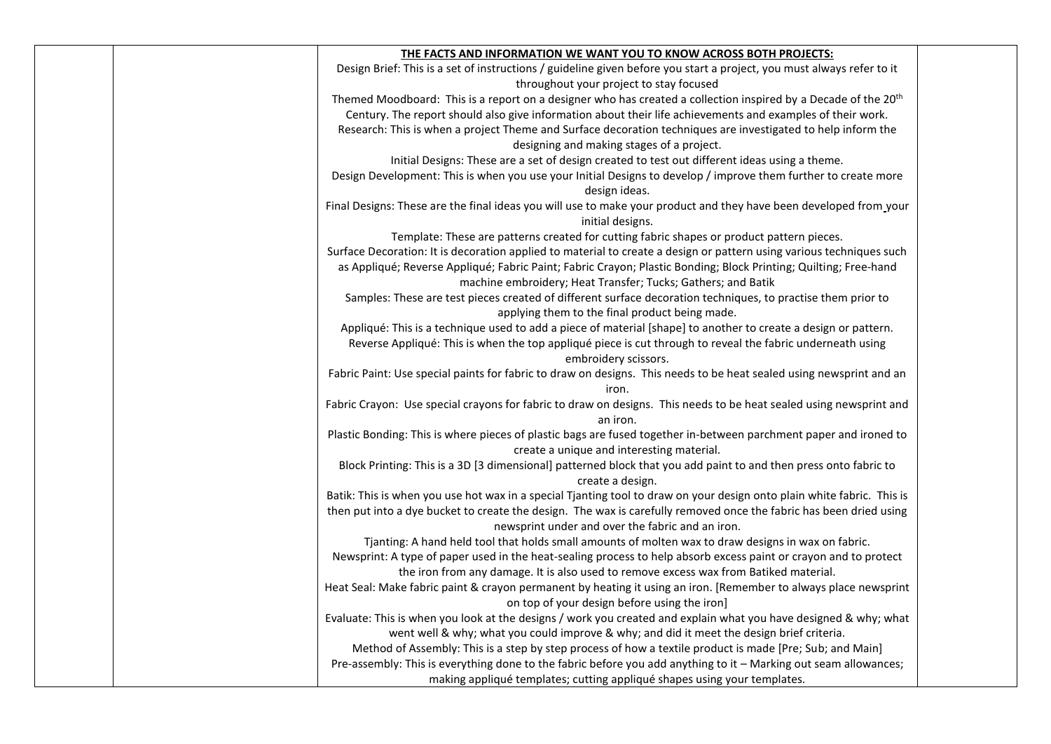**THE FACTS AND INFORMATION WE WANT YOU TO KNOW ACROSS BOTH PROJECTS:**

Design Brief: This is a set of instructions / guideline given before you start a project, you must always refer to it throughout your project to stay focused

Themed Moodboard: This is a report on a designer who has created a collection inspired by a Decade of the 20th Century. The report should also give information about their life achievements and examples of their work.

Research: This is when a project Theme and Surface decoration techniques are investigated to help inform the designing and making stages of a project.

Initial Designs: These are a set of design created to test out different ideas using a theme.

Design Development: This is when you use your Initial Designs to develop / improve them further to create more design ideas.

Final Designs: These are the final ideas you will use to make your product and they have been developed from your initial designs.

Template: These are patterns created for cutting fabric shapes or product pattern pieces.

Surface Decoration: It is decoration applied to material to create a design or pattern using various techniques such as Appliqué; Reverse Appliqué; Fabric Paint; Fabric Crayon; Plastic Bonding; Block Printing; Quilting; Free-hand machine embroidery; Heat Transfer; Tucks; Gathers; and Batik

Samples: These are test pieces created of different surface decoration techniques, to practise them prior to applying them to the final product being made.

Appliqué: This is a technique used to add a piece of material [shape] to another to create a design or pattern.

Reverse Appliqué: This is when the top appliqué piece is cut through to reveal the fabric underneath using embroidery scissors.

Fabric Paint: Use special paints for fabric to draw on designs. This needs to be heat sealed using newsprint and an iron.

Fabric Crayon: Use special crayons for fabric to draw on designs. This needs to be heat sealed using newsprint and an iron.

Plastic Bonding: This is where pieces of plastic bags are fused together in-between parchment paper and ironed to create a unique and interesting material.

Block Printing: This is a 3D [3 dimensional] patterned block that you add paint to and then press onto fabric to create a design.

Batik: This is when you use hot wax in a special Tjanting tool to draw on your design onto plain white fabric. This is then put into a dye bucket to create the design. The wax is carefully removed once the fabric has been dried using newsprint under and over the fabric and an iron.

Tjanting: A hand held tool that holds small amounts of molten wax to draw designs in wax on fabric.

Newsprint: A type of paper used in the heat-sealing process to help absorb excess paint or crayon and to protect the iron from any damage. It is also used to remove excess wax from Batiked material.

Heat Seal: Make fabric paint & crayon permanent by heating it using an iron. [Remember to always place newsprint on top of your design before using the iron]

Evaluate: This is when you look at the designs / work you created and explain what you have designed & why; what went well & why; what you could improve & why; and did it meet the design brief criteria.

Method of Assembly: This is a step by step process of how a textile product is made [Pre; Sub; and Main]

Pre-assembly: This is everything done to the fabric before you add anything to it – Marking out seam allowances; making appliqué templates; cutting appliqué shapes using your templates.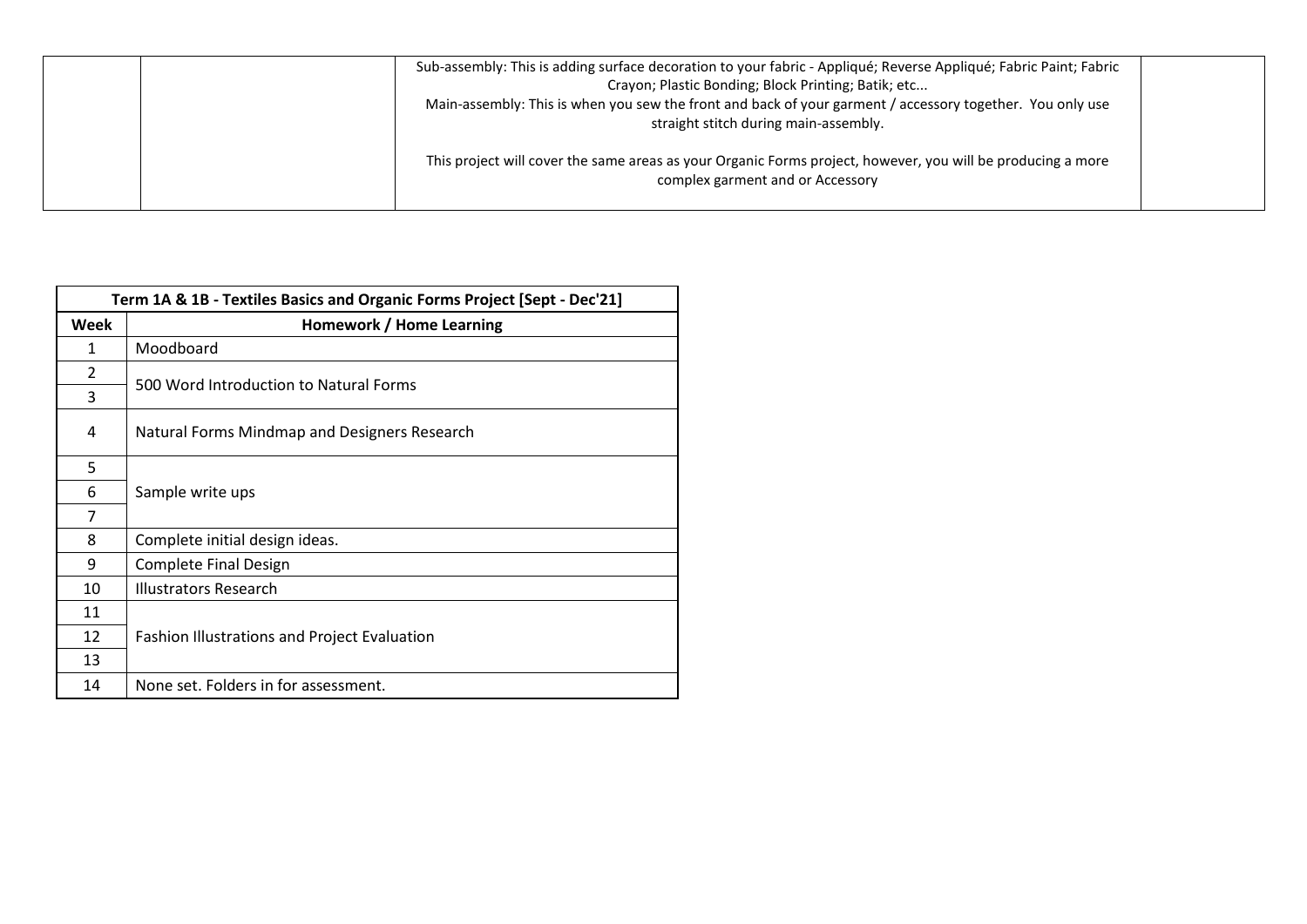| | | | |
|---|---|---|---|
| | | Sub-assembly: This is adding surface decoration to your fabric - Appliqué; Reverse Appliqué; Fabric Paint; Fabric Crayon; Plastic Bonding; Block Printing; Batik; etc... Main-assembly: This is when you sew the front and back of your garment / accessory together. You only use straight stitch during main-assembly. This project will cover the same areas as your Organic Forms project, however, you will be producing a more complex garment and or Accessory | |

| Term 1A & 1B - Textiles Basics and Organic Forms Project [Sept - Dec'21] | |
|---|---|
| **Week** | **Homework / Home Learning** |
| 1 | Moodboard |
| 2 | 500 Word Introduction to Natural Forms |
| 3 | |
| 4 | Natural Forms Mindmap and Designers Research |
| 5 | Sample write ups |
| 6 | |
| 7 | |
| 8 | Complete initial design ideas. |
| 9 | Complete Final Design |
| 10 | Illustrators Research |
| 11 | Fashion Illustrations and Project Evaluation |
| 12 | |
| 13 | |
| 14 | None set. Folders in for assessment. |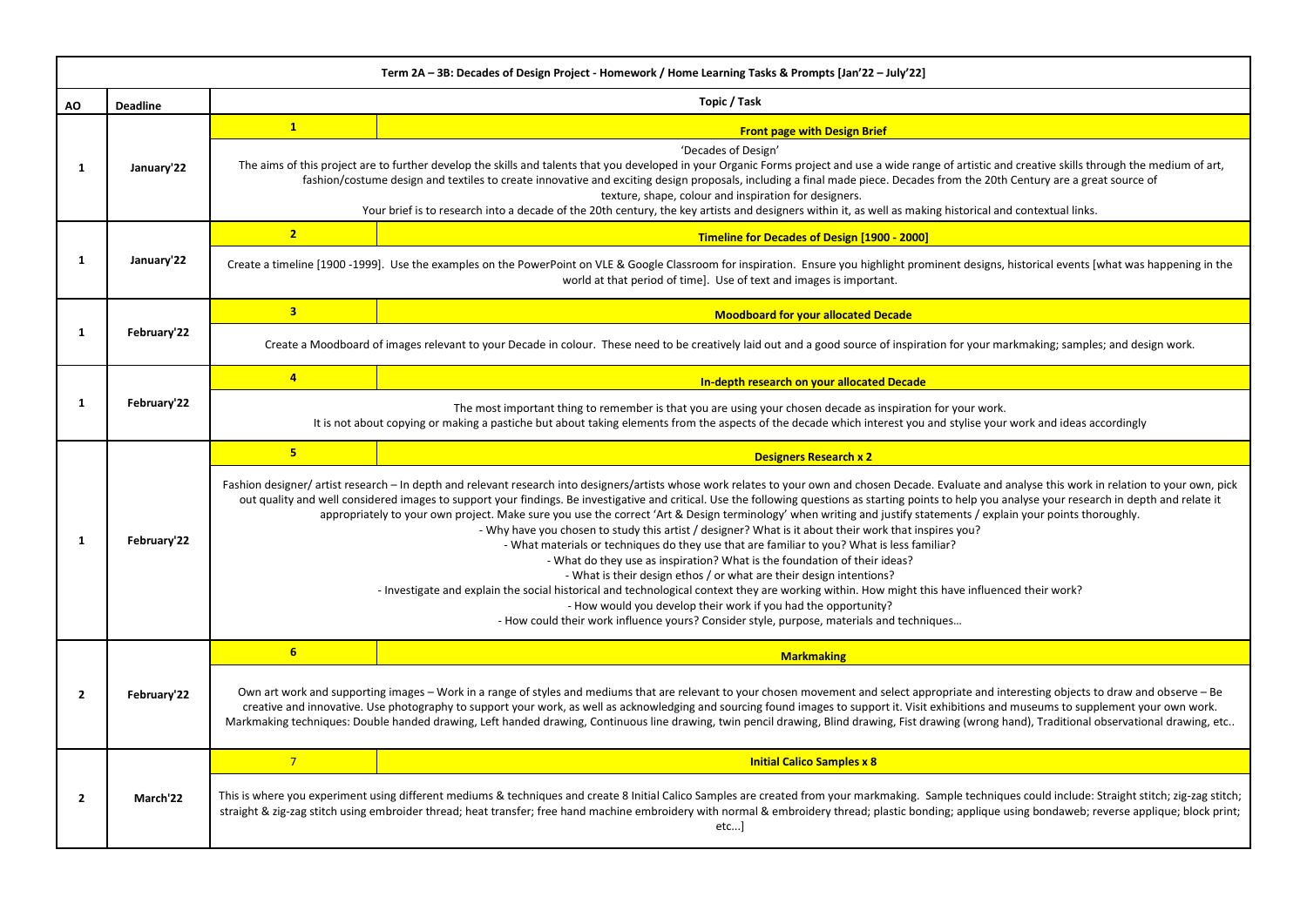| Term 2A – 3B: Decades of Design Project - Homework / Home Learning Tasks & Prompts [Jan'22 – July'22] | | | |
|---|---|---|---|
| **AO** | **Deadline** | **Topic / Task** | |
| 1 | January'22 | **1** | **Front page with Design Brief** |
| | | 'Decades of Design'<br>The aims of this project are to further develop the skills and talents that you developed in your Organic Forms project and use a wide range of artistic and creative skills through the medium of art, fashion/costume design and textiles to create innovative and exciting design proposals, including a final made piece. Decades from the 20th Century are a great source of texture, shape, colour and inspiration for designers.<br>Your brief is to research into a decade of the 20th century, the key artists and designers within it, as well as making historical and contextual links. | |
| 1 | January'22 | **2** | **Timeline for Decades of Design [1900 - 2000]** |
| | | Create a timeline [1900 -1999]. Use the examples on the PowerPoint on VLE & Google Classroom for inspiration. Ensure you highlight prominent designs, historical events [what was happening in the world at that period of time]. Use of text and images is important. | |
| 1 | February'22 | **3** | **Moodboard for your allocated Decade** |
| | | Create a Moodboard of images relevant to your Decade in colour. These need to be creatively laid out and a good source of inspiration for your markmaking; samples; and design work. | |
| 1 | February'22 | **4** | **In-depth research on your allocated Decade** |
| | | The most important thing to remember is that you are using your chosen decade as inspiration for your work.<br>It is not about copying or making a pastiche but about taking elements from the aspects of the decade which interest you and stylise your work and ideas accordingly | |
| 1 | February'22 | **5** | **Designers Research x 2** |
| | | Fashion designer/ artist research – In depth and relevant research into designers/artists whose work relates to your own and chosen Decade. Evaluate and analyse this work in relation to your own, pick out quality and well considered images to support your findings. Be investigative and critical. Use the following questions as starting points to help you analyse your research in depth and relate it appropriately to your own project. Make sure you use the correct 'Art & Design terminology' when writing and justify statements / explain your points thoroughly.<br>- Why have you chosen to study this artist / designer? What is it about their work that inspires you?<br>- What materials or techniques do they use that are familiar to you? What is less familiar?<br>- What do they use as inspiration? What is the foundation of their ideas?<br>- What is their design ethos / or what are their design intentions?<br>- Investigate and explain the social historical and technological context they are working within. How might this have influenced their work?<br>- How would you develop their work if you had the opportunity?<br>- How could their work influence yours? Consider style, purpose, materials and techniques… | |
| 2 | February'22 | **6** | **Markmaking** |
| | | Own art work and supporting images – Work in a range of styles and mediums that are relevant to your chosen movement and select appropriate and interesting objects to draw and observe – Be creative and innovative. Use photography to support your work, as well as acknowledging and sourcing found images to support it. Visit exhibitions and museums to supplement your own work.<br>Markmaking techniques: Double handed drawing, Left handed drawing, Continuous line drawing, twin pencil drawing, Blind drawing, Fist drawing (wrong hand), Traditional observational drawing, etc.. | |
| 2 | March'22 | 7 | **Initial Calico Samples x 8** |
| | | This is where you experiment using different mediums & techniques and create 8 Initial Calico Samples are created from your markmaking. Sample techniques could include: Straight stitch; zig-zag stitch; straight & zig-zag stitch using embroider thread; heat transfer; free hand machine embroidery with normal & embroidery thread; plastic bonding; applique using bondaweb; reverse applique; block print; etc...] | |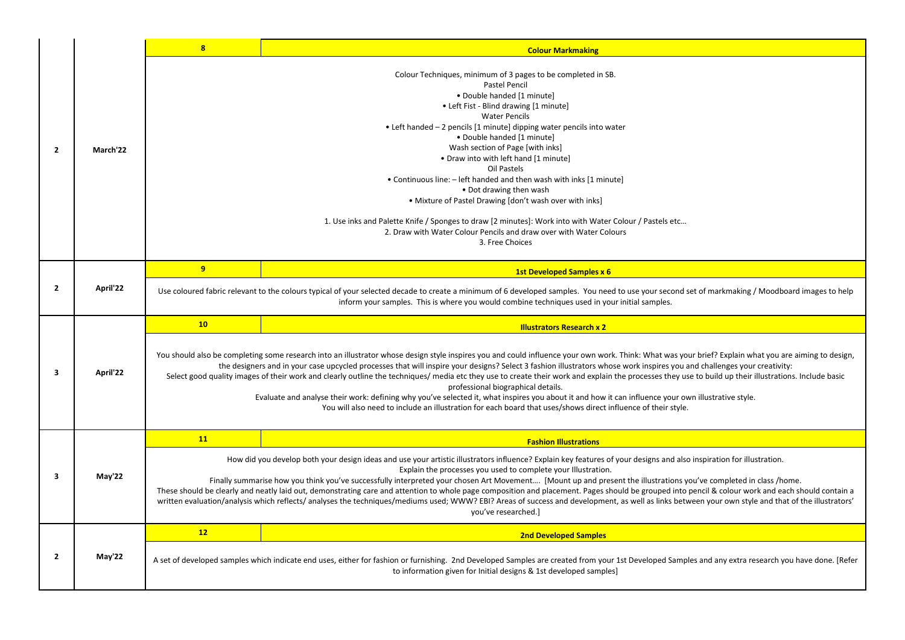| | | | |
|---|---|---|---|
| 2 | March'22 | **8** | **Colour Markmaking** |
| | | Colour Techniques, minimum of 3 pages to be completed in SB.<br>Pastel Pencil<br>• Double handed [1 minute]<br>• Left Fist - Blind drawing [1 minute]<br>Water Pencils<br>• Left handed – 2 pencils [1 minute] dipping water pencils into water<br>• Double handed [1 minute]<br>Wash section of Page [with inks]<br>• Draw into with left hand [1 minute]<br>Oil Pastels<br>• Continuous line: – left handed and then wash with inks [1 minute]<br>• Dot drawing then wash<br>• Mixture of Pastel Drawing [don't wash over with inks]<br><br>1. Use inks and Palette Knife / Sponges to draw [2 minutes]: Work into with Water Colour / Pastels etc…<br>2. Draw with Water Colour Pencils and draw over with Water Colours<br>3. Free Choices | |
| 2 | April'22 | **9** | **1st Developed Samples x 6** |
| | | Use coloured fabric relevant to the colours typical of your selected decade to create a minimum of 6 developed samples. You need to use your second set of markmaking / Moodboard images to help inform your samples. This is where you would combine techniques used in your initial samples. | |
| 3 | April'22 | **10** | **Illustrators Research x 2** |
| | | You should also be completing some research into an illustrator whose design style inspires you and could influence your own work. Think: What was your brief? Explain what you are aiming to design, the designers and in your case upcycled processes that will inspire your designs? Select 3 fashion illustrators whose work inspires you and challenges your creativity:<br>Select good quality images of their work and clearly outline the techniques/ media etc they use to create their work and explain the processes they use to build up their illustrations. Include basic professional biographical details.<br>Evaluate and analyse their work: defining why you've selected it, what inspires you about it and how it can influence your own illustrative style.<br>You will also need to include an illustration for each board that uses/shows direct influence of their style. | |
| 3 | May'22 | **11** | **Fashion Illustrations** |
| | | How did you develop both your design ideas and use your artistic illustrators influence? Explain key features of your designs and also inspiration for illustration.<br>Explain the processes you used to complete your Illustration.<br>Finally summarise how you think you've successfully interpreted your chosen Art Movement…. [Mount up and present the illustrations you've completed in class /home.<br>These should be clearly and neatly laid out, demonstrating care and attention to whole page composition and placement. Pages should be grouped into pencil & colour work and each should contain a written evaluation/analysis which reflects/ analyses the techniques/mediums used; WWW? EBI? Areas of success and development, as well as links between your own style and that of the illustrators' you've researched.] | |
| 2 | May'22 | **12** | **2nd Developed Samples** |
| | | A set of developed samples which indicate end uses, either for fashion or furnishing. 2nd Developed Samples are created from your 1st Developed Samples and any extra research you have done. [Refer to information given for Initial designs & 1st developed samples] | |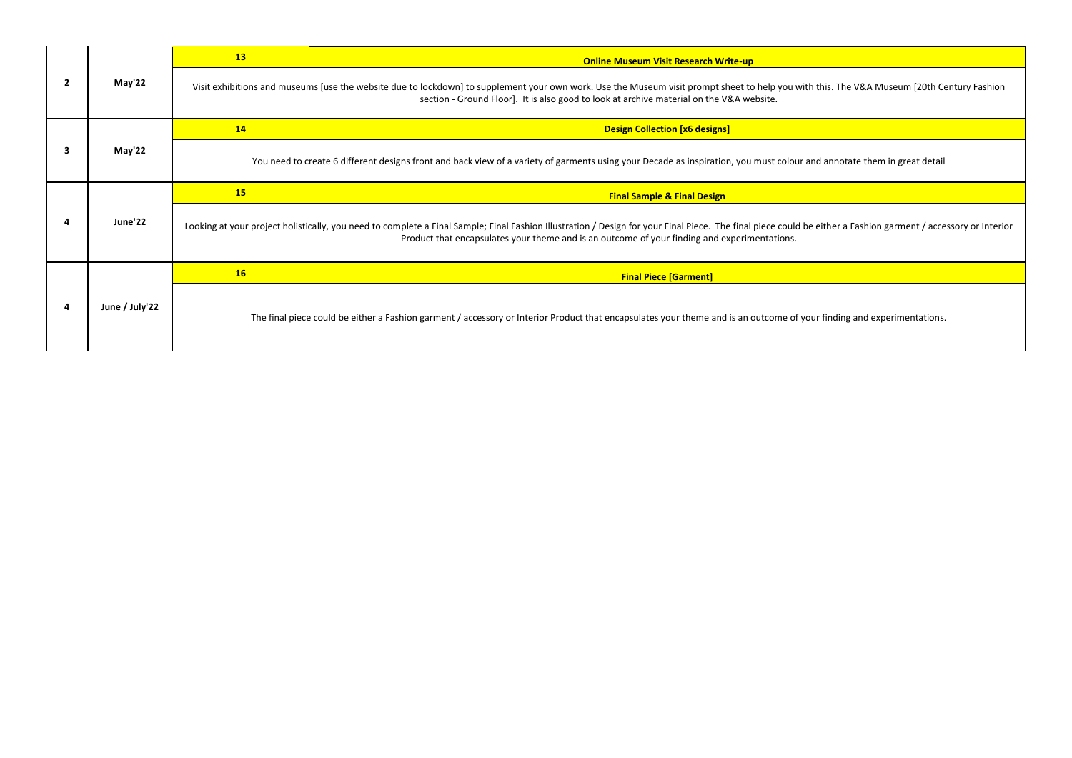| | | | |
|---|---|---|---|
| 2 | May'22 | **13** | **Online Museum Visit Research Write-up** |
| | | Visit exhibitions and museums [use the website due to lockdown] to supplement your own work. Use the Museum visit prompt sheet to help you with this. The V&A Museum [20th Century Fashion section - Ground Floor]. It is also good to look at archive material on the V&A website. | |
| 3 | May'22 | **14** | **Design Collection [x6 designs]** |
| | | You need to create 6 different designs front and back view of a variety of garments using your Decade as inspiration, you must colour and annotate them in great detail | |
| 4 | June'22 | **15** | **Final Sample & Final Design** |
| | | Looking at your project holistically, you need to complete a Final Sample; Final Fashion Illustration / Design for your Final Piece. The final piece could be either a Fashion garment / accessory or Interior Product that encapsulates your theme and is an outcome of your finding and experimentations. | |
| 4 | June / July'22 | **16** | **Final Piece [Garment]** |
| | | The final piece could be either a Fashion garment / accessory or Interior Product that encapsulates your theme and is an outcome of your finding and experimentations. | |